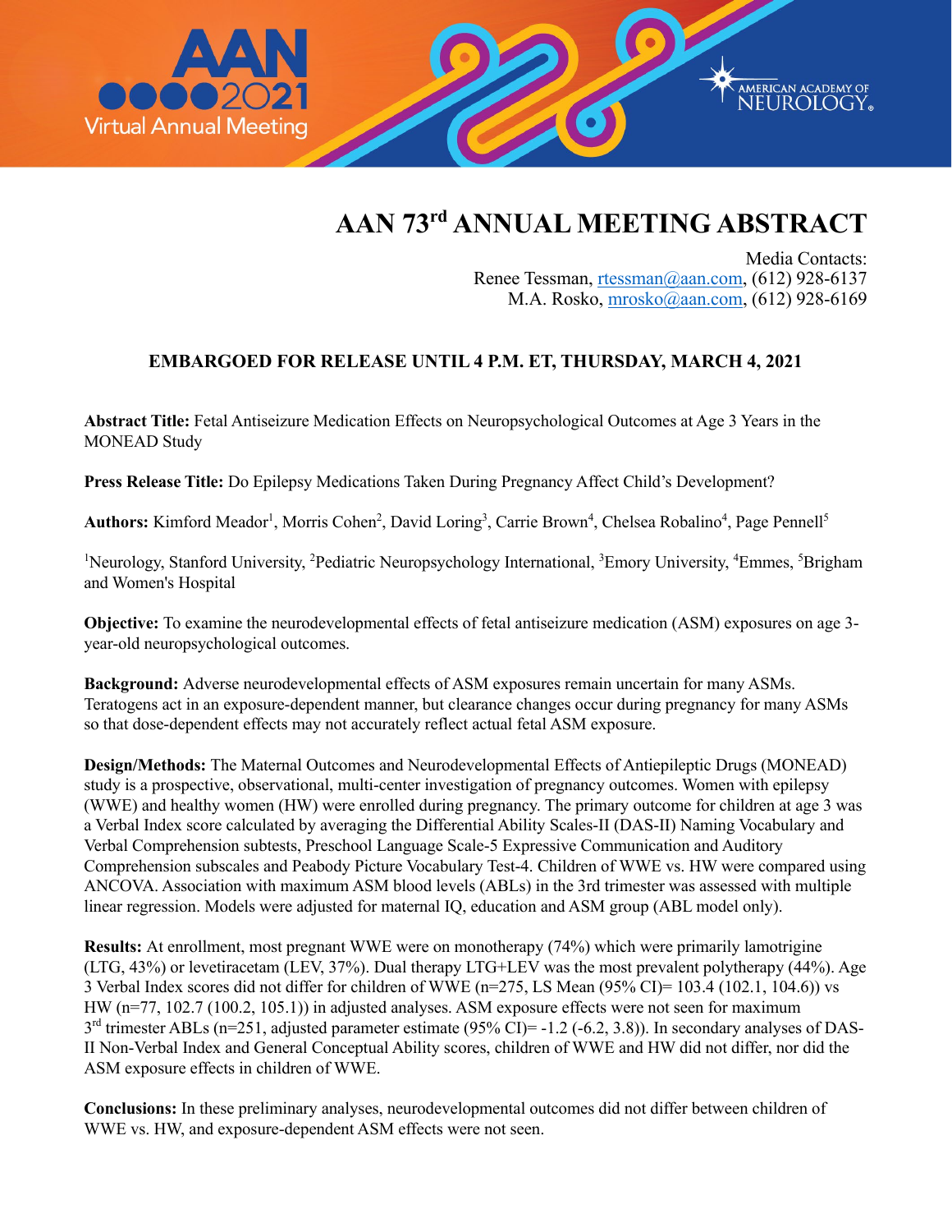# AAN 73rd ANNUAL MEETING ABSTRACT

Media Contacts:
Renee Tessman, rtessman@aan.com, (612) 928-6137
M.A. Rosko, mrosko@aan.com, (612) 928-6169

**EMBARGOED FOR RELEASE UNTIL 4 P.M. ET, THURSDAY, MARCH 4, 2021**

**Abstract Title:** Fetal Antiseizure Medication Effects on Neuropsychological Outcomes at Age 3 Years in the MONEAD Study

**Press Release Title:** Do Epilepsy Medications Taken During Pregnancy Affect Child's Development?

**Authors:** Kimford Meador[1], Morris Cohen[2], David Loring[3], Carrie Brown[4], Chelsea Robalino[4], Page Pennell[5]

[1]Neurology, Stanford University, [2]Pediatric Neuropsychology International, [3]Emory University, [4]Emmes, [5]Brigham and Women's Hospital

**Objective:** To examine the neurodevelopmental effects of fetal antiseizure medication (ASM) exposures on age 3-year-old neuropsychological outcomes.

**Background:** Adverse neurodevelopmental effects of ASM exposures remain uncertain for many ASMs. Teratogens act in an exposure-dependent manner, but clearance changes occur during pregnancy for many ASMs so that dose-dependent effects may not accurately reflect actual fetal ASM exposure.

**Design/Methods:** The Maternal Outcomes and Neurodevelopmental Effects of Antiepileptic Drugs (MONEAD) study is a prospective, observational, multi-center investigation of pregnancy outcomes. Women with epilepsy (WWE) and healthy women (HW) were enrolled during pregnancy. The primary outcome for children at age 3 was a Verbal Index score calculated by averaging the Differential Ability Scales-II (DAS-II) Naming Vocabulary and Verbal Comprehension subtests, Preschool Language Scale-5 Expressive Communication and Auditory Comprehension subscales and Peabody Picture Vocabulary Test-4. Children of WWE vs. HW were compared using ANCOVA. Association with maximum ASM blood levels (ABLs) in the 3rd trimester was assessed with multiple linear regression. Models were adjusted for maternal IQ, education and ASM group (ABL model only).

**Results:** At enrollment, most pregnant WWE were on monotherapy (74%) which were primarily lamotrigine (LTG, 43%) or levetiracetam (LEV, 37%). Dual therapy LTG+LEV was the most prevalent polytherapy (44%). Age 3 Verbal Index scores did not differ for children of WWE (n=275, LS Mean (95% CI)= 103.4 (102.1, 104.6)) vs HW (n=77, 102.7 (100.2, 105.1)) in adjusted analyses. ASM exposure effects were not seen for maximum 3rd trimester ABLs (n=251, adjusted parameter estimate (95% CI)= -1.2 (-6.2, 3.8)). In secondary analyses of DAS-II Non-Verbal Index and General Conceptual Ability scores, children of WWE and HW did not differ, nor did the ASM exposure effects in children of WWE.

**Conclusions:** In these preliminary analyses, neurodevelopmental outcomes did not differ between children of WWE vs. HW, and exposure-dependent ASM effects were not seen.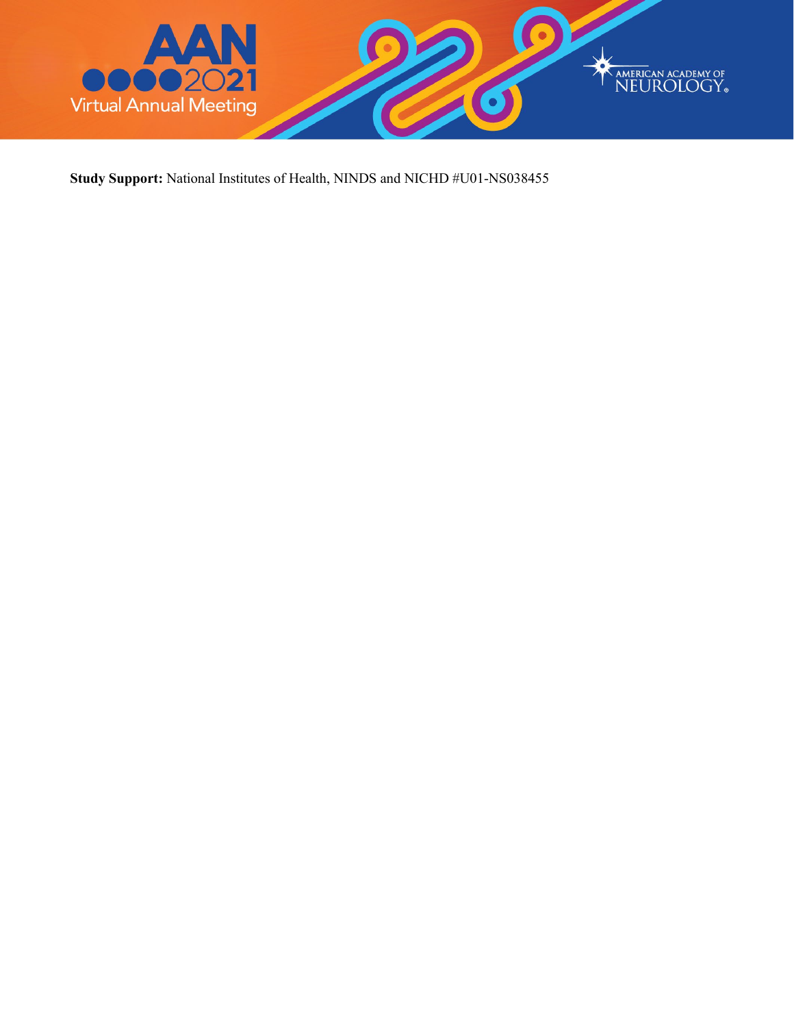**Study Support:** National Institutes of Health, NINDS and NICHD #U01-NS038455